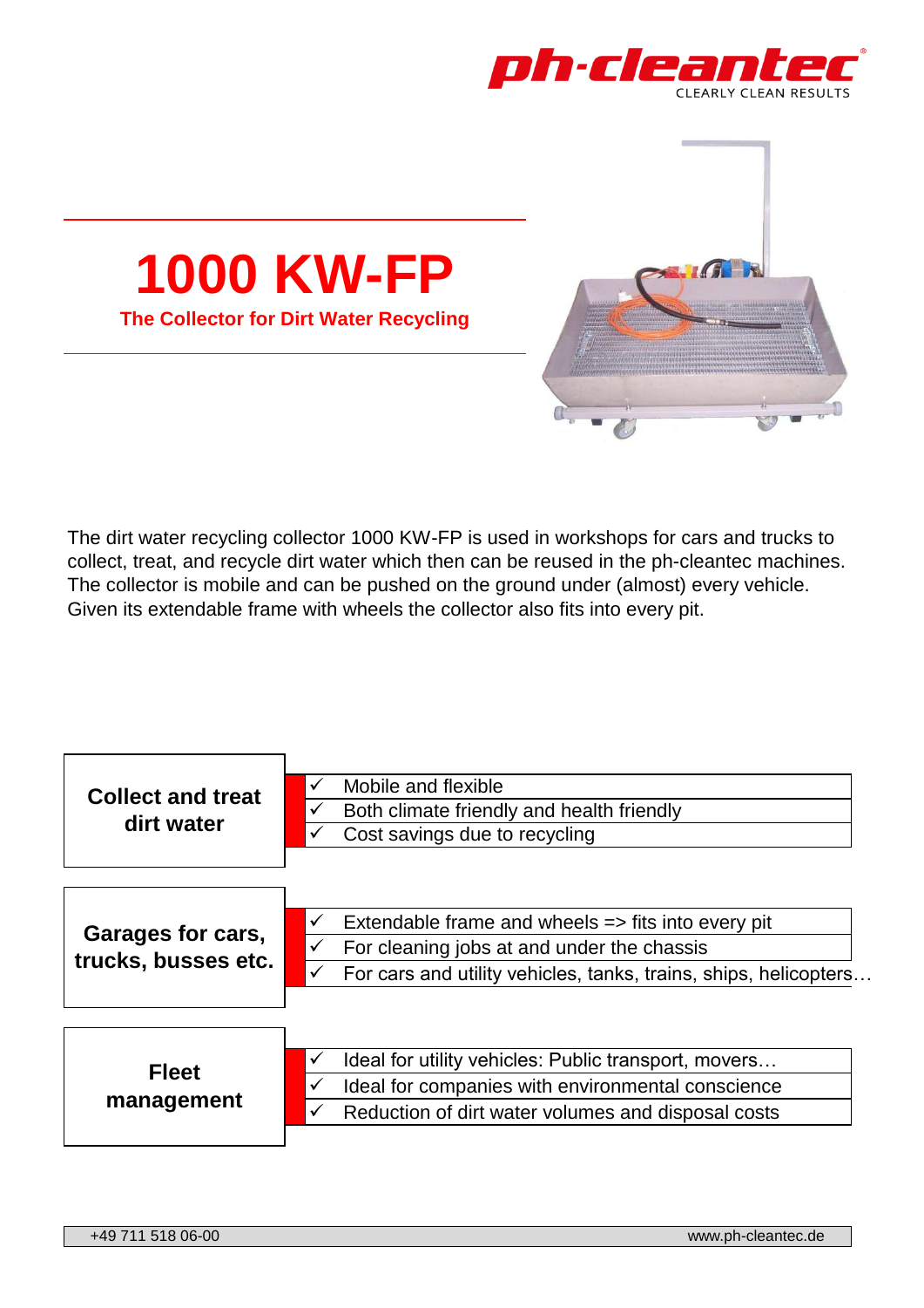ph-cleantec® CLEARLY CLEAN RESULTS

# 1000 KW-FP

**The Collector for Dirt Water Recycling**

The dirt water recycling collector 1000 KW-FP is used in workshops for cars and trucks to collect, treat, and recycle dirt water which then can be reused in the ph-cleantec machines. The collector is mobile and can be pushed on the ground under (almost) every vehicle. Given its extendable frame with wheels the collector also fits into every pit.

| **Collect and treat dirt water** | |
|---|---|
| | ✓ Mobile and flexible |
| | ✓ Both climate friendly and health friendly |
| | ✓ Cost savings due to recycling |

| **Garages for cars, trucks, busses etc.** | |
|---|---|
| | ✓ Extendable frame and wheels => fits into every pit |
| | ✓ For cleaning jobs at and under the chassis |
| | ✓ For cars and utility vehicles, tanks, trains, ships, helicopters… |

| **Fleet management** | |
|---|---|
| | ✓ Ideal for utility vehicles: Public transport, movers… |
| | ✓ Ideal for companies with environmental conscience |
| | ✓ Reduction of dirt water volumes and disposal costs |

+49 711 518 06-00 www.ph-cleantec.de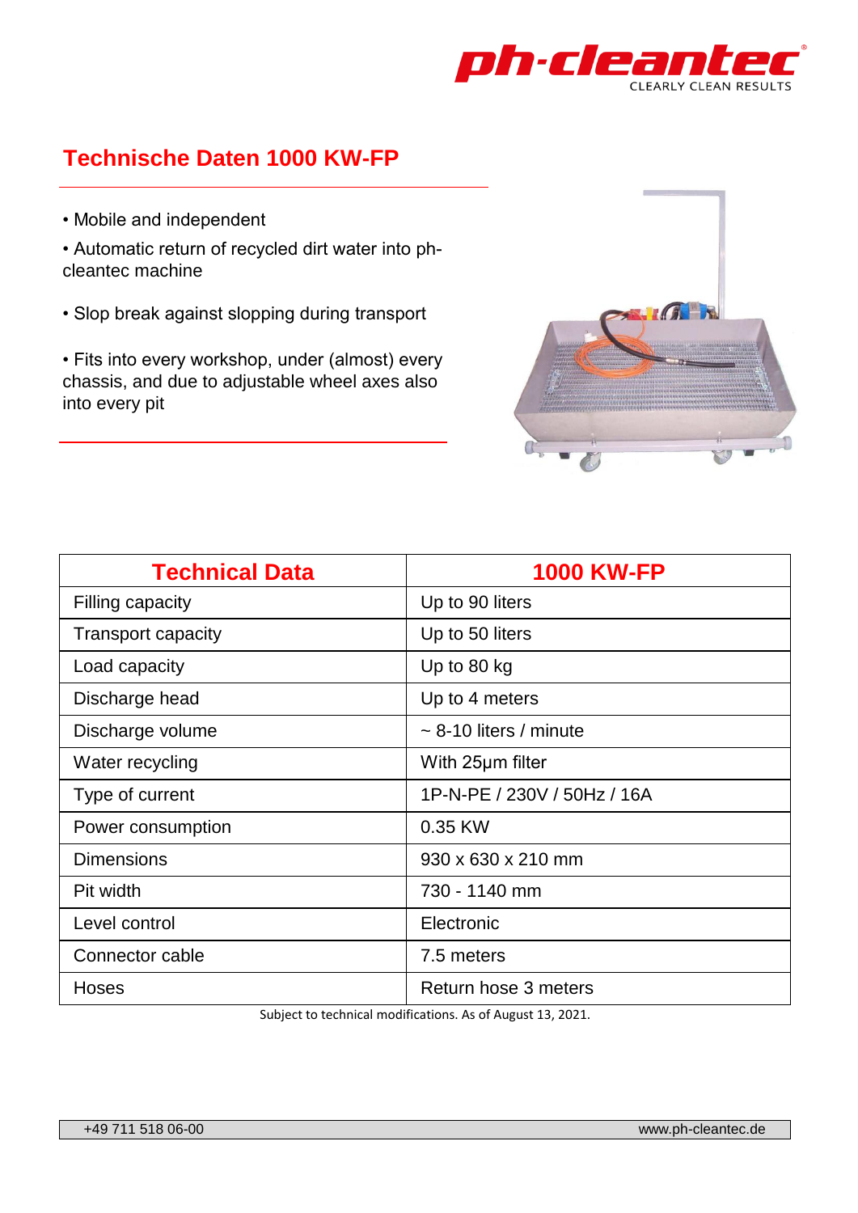## Technische Daten 1000 KW-FP

- Mobile and independent
- Automatic return of recycled dirt water into ph-cleantec machine
- Slop break against slopping during transport
- Fits into every workshop, under (almost) every chassis, and due to adjustable wheel axes also into every pit

| Technical Data | 1000 KW-FP |
|---|---|
| Filling capacity | Up to 90 liters |
| Transport capacity | Up to 50 liters |
| Load capacity | Up to 80 kg |
| Discharge head | Up to 4 meters |
| Discharge volume | ~ 8-10 liters / minute |
| Water recycling | With 25µm filter |
| Type of current | 1P-N-PE / 230V / 50Hz / 16A |
| Power consumption | 0.35 KW |
| Dimensions | 930 x 630 x 210 mm |
| Pit width | 730 - 1140 mm |
| Level control | Electronic |
| Connector cable | 7.5 meters |
| Hoses | Return hose 3 meters |

Subject to technical modifications. As of August 13, 2021.